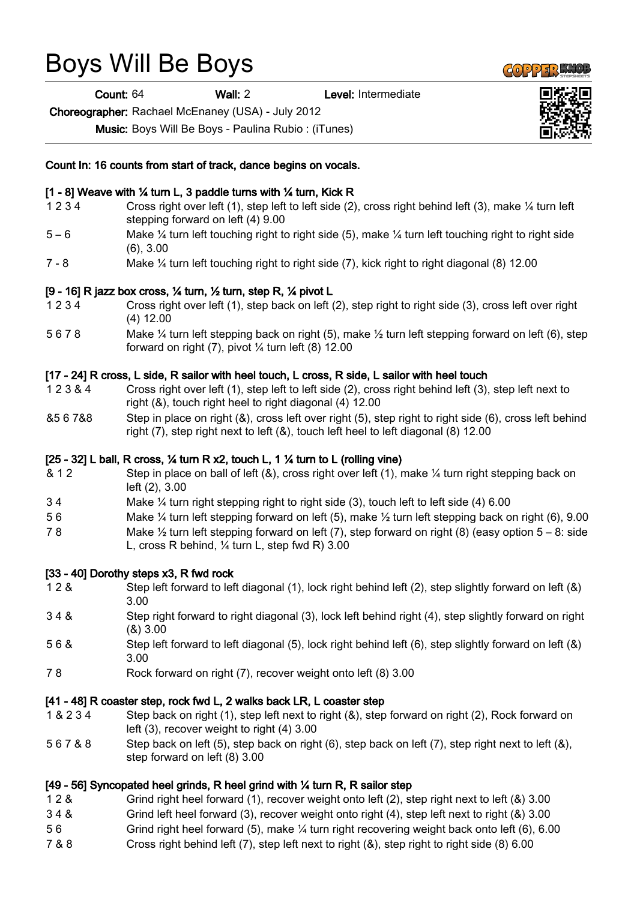# Boys Will Be Boys

**Count:** 64 **Wall:** 2 **Level:** Intermediate

**Choreographer:** Rachael McEnaney (USA) - July 2012

**Music:** Boys Will Be Boys - Paulina Rubio : (iTunes)

**Count In: 16 counts from start of track, dance begins on vocals.**

**[1 - 8] Weave with ¼ turn L, 3 paddle turns with ¼ turn, Kick R**

| | |
|---|---|
| 1 2 3 4 | Cross right over left (1), step left to left side (2), cross right behind left (3), make ¼ turn left stepping forward on left (4) 9.00 |
| 5 – 6 | Make ¼ turn left touching right to right side (5), make ¼ turn left touching right to right side (6), 3.00 |
| 7 - 8 | Make ¼ turn left touching right to right side (7), kick right to right diagonal (8) 12.00 |

**[9 - 16] R jazz box cross, ¼ turn, ½ turn, step R, ¼ pivot L**

| | |
|---|---|
| 1 2 3 4 | Cross right over left (1), step back on left (2), step right to right side (3), cross left over right (4) 12.00 |
| 5 6 7 8 | Make ¼ turn left stepping back on right (5), make ½ turn left stepping forward on left (6), step forward on right (7), pivot ¼ turn left (8) 12.00 |

**[17 - 24] R cross, L side, R sailor with heel touch, L cross, R side, L sailor with heel touch**

| | |
|---|---|
| 1 2 3 & 4 | Cross right over left (1), step left to left side (2), cross right behind left (3), step left next to right (&), touch right heel to right diagonal (4) 12.00 |
| &5 6 7&8 | Step in place on right (&), cross left over right (5), step right to right side (6), cross left behind right (7), step right next to left (&), touch left heel to left diagonal (8) 12.00 |

**[25 - 32] L ball, R cross, ¼ turn R x2, touch L, 1 ¼ turn to L (rolling vine)**

| | |
|---|---|
| & 1 2 | Step in place on ball of left (&), cross right over left (1), make ¼ turn right stepping back on left (2), 3.00 |
| 3 4 | Make ¼ turn right stepping right to right side (3), touch left to left side (4) 6.00 |
| 5 6 | Make ¼ turn left stepping forward on left (5), make ½ turn left stepping back on right (6), 9.00 |
| 7 8 | Make ½ turn left stepping forward on left (7), step forward on right (8) (easy option 5 – 8: side L, cross R behind, ¼ turn L, step fwd R) 3.00 |

**[33 - 40] Dorothy steps x3, R fwd rock**

| | |
|---|---|
| 1 2 & | Step left forward to left diagonal (1), lock right behind left (2), step slightly forward on left (&) 3.00 |
| 3 4 & | Step right forward to right diagonal (3), lock left behind right (4), step slightly forward on right (&) 3.00 |
| 5 6 & | Step left forward to left diagonal (5), lock right behind left (6), step slightly forward on left (&) 3.00 |
| 7 8 | Rock forward on right (7), recover weight onto left (8) 3.00 |

**[41 - 48] R coaster step, rock fwd L, 2 walks back LR, L coaster step**

| | |
|---|---|
| 1 & 2 3 4 | Step back on right (1), step left next to right (&), step forward on right (2), Rock forward on left (3), recover weight to right (4) 3.00 |
| 5 6 7 & 8 | Step back on left (5), step back on right (6), step back on left (7), step right next to left (&), step forward on left (8) 3.00 |

**[49 - 56] Syncopated heel grinds, R heel grind with ¼ turn R, R sailor step**

| | |
|---|---|
| 1 2 & | Grind right heel forward (1), recover weight onto left (2), step right next to left (&) 3.00 |
| 3 4 & | Grind left heel forward (3), recover weight onto right (4), step left next to right (&) 3.00 |
| 5 6 | Grind right heel forward (5), make ¼ turn right recovering weight back onto left (6), 6.00 |
| 7 & 8 | Cross right behind left (7), step left next to right (&), step right to right side (8) 6.00 |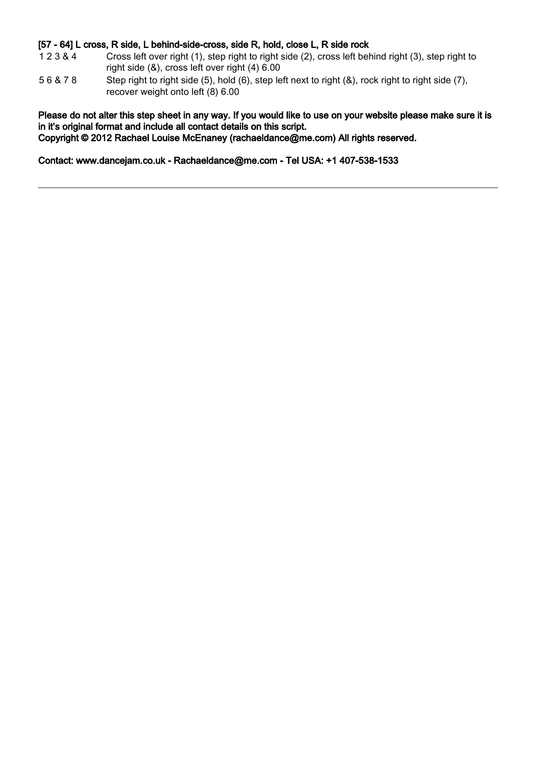**[57 - 64] L cross, R side, L behind-side-cross, side R, hold, close L, R side rock**

| | |
|---|---|
| 1 2 3 & 4 | Cross left over right (1), step right to right side (2), cross left behind right (3), step right to right side (&), cross left over right (4) 6.00 |
| 5 6 & 7 8 | Step right to right side (5), hold (6), step left next to right (&), rock right to right side (7), recover weight onto left (8) 6.00 |

**Please do not alter this step sheet in any way. If you would like to use on your website please make sure it is in it's original format and include all contact details on this script.**
**Copyright © 2012 Rachael Louise McEnaney (rachaeldance@me.com) All rights reserved.**

**Contact: www.dancejam.co.uk - Rachaeldance@me.com - Tel USA: +1 407-538-1533**

---